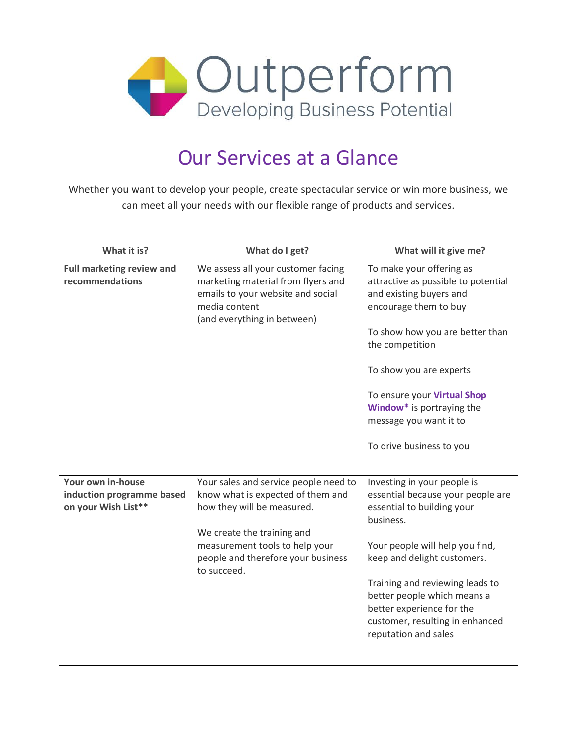Outperform

Developing Business Potential

# Our Services at a Glance

Whether you want to develop your people, create spectacular service or win more business, we can meet all your needs with our flexible range of products and services.

| What it is? | What do I get? | What will it give me? |
|---|---|---|
| **Full marketing review and recommendations** | We assess all your customer facing marketing material from flyers and emails to your website and social media content (and everything in between) | To make your offering as attractive as possible to potential and existing buyers and encourage them to buy<br><br>To show how you are better than the competition<br><br>To show you are experts<br><br>To ensure your **Virtual Shop Window*** is portraying the message you want it to<br><br>To drive business to you |
| **Your own in-house induction programme based on your Wish List**** | Your sales and service people need to know what is expected of them and how they will be measured.<br><br>We create the training and measurement tools to help your people and therefore your business to succeed. | Investing in your people is essential because your people are essential to building your business.<br><br>Your people will help you find, keep and delight customers.<br><br>Training and reviewing leads to better people which means a better experience for the customer, resulting in enhanced reputation and sales |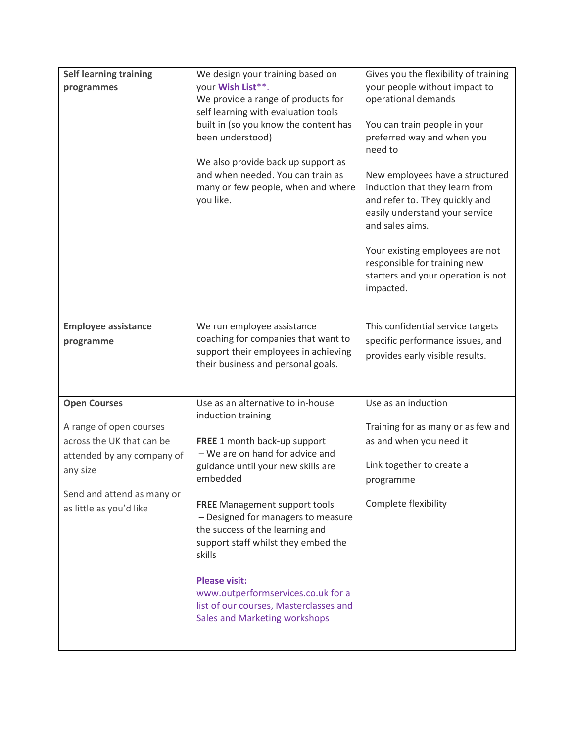| | | |
|---|---|---|
| **Self learning training programmes** | We design your training based on your **Wish List****.<br>We provide a range of products for self learning with evaluation tools built in (so you know the content has been understood)<br><br>We also provide back up support as and when needed. You can train as many or few people, when and where you like. | Gives you the flexibility of training your people without impact to operational demands<br><br>You can train people in your preferred way and when you need to<br><br>New employees have a structured induction that they learn from and refer to. They quickly and easily understand your service and sales aims.<br><br>Your existing employees are not responsible for training new starters and your operation is not impacted. |
| **Employee assistance programme** | We run employee assistance coaching for companies that want to support their employees in achieving their business and personal goals. | This confidential service targets specific performance issues, and provides early visible results. |
| **Open Courses**<br><br>A range of open courses across the UK that can be attended by any company of any size<br><br>Send and attend as many or as little as you'd like | Use as an alternative to in-house induction training<br><br>**FREE** 1 month back-up support – We are on hand for advice and guidance until your new skills are embedded<br><br>**FREE** Management support tools – Designed for managers to measure the success of the learning and support staff whilst they embed the skills<br><br>**Please visit:** www.outperformservices.co.uk for a list of our courses, Masterclasses and Sales and Marketing workshops | Use as an induction<br><br>Training for as many or as few and as and when you need it<br><br>Link together to create a programme<br><br>Complete flexibility |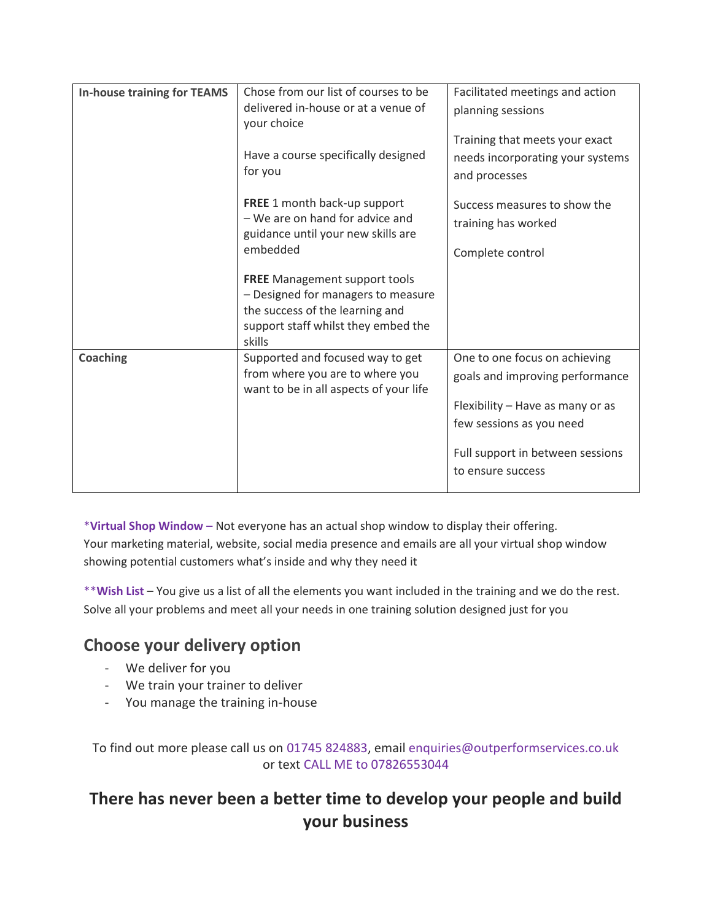| | | |
|---|---|---|
| **In-house training for TEAMS** | Chose from our list of courses to be delivered in-house or at a venue of your choice<br><br>Have a course specifically designed for you<br><br>**FREE** 1 month back-up support – We are on hand for advice and guidance until your new skills are embedded<br><br>**FREE** Management support tools – Designed for managers to measure the success of the learning and support staff whilst they embed the skills | Facilitated meetings and action planning sessions<br><br>Training that meets your exact needs incorporating your systems and processes<br><br>Success measures to show the training has worked<br><br>Complete control |
| **Coaching** | Supported and focused way to get from where you are to where you want to be in all aspects of your life | One to one focus on achieving goals and improving performance<br><br>Flexibility – Have as many or as few sessions as you need<br><br>Full support in between sessions to ensure success |

*__Virtual Shop Window__ – Not everyone has an actual shop window to display their offering. Your marketing material, website, social media presence and emails are all your virtual shop window showing potential customers what's inside and why they need it

**__Wish List__ – You give us a list of all the elements you want included in the training and we do the rest. Solve all your problems and meet all your needs in one training solution designed just for you

## Choose your delivery option

- We deliver for you
- We train your trainer to deliver
- You manage the training in-house

To find out more please call us on 01745 824883, email enquiries@outperformservices.co.uk or text CALL ME to 07826553044

## There has never been a better time to develop your people and build your business